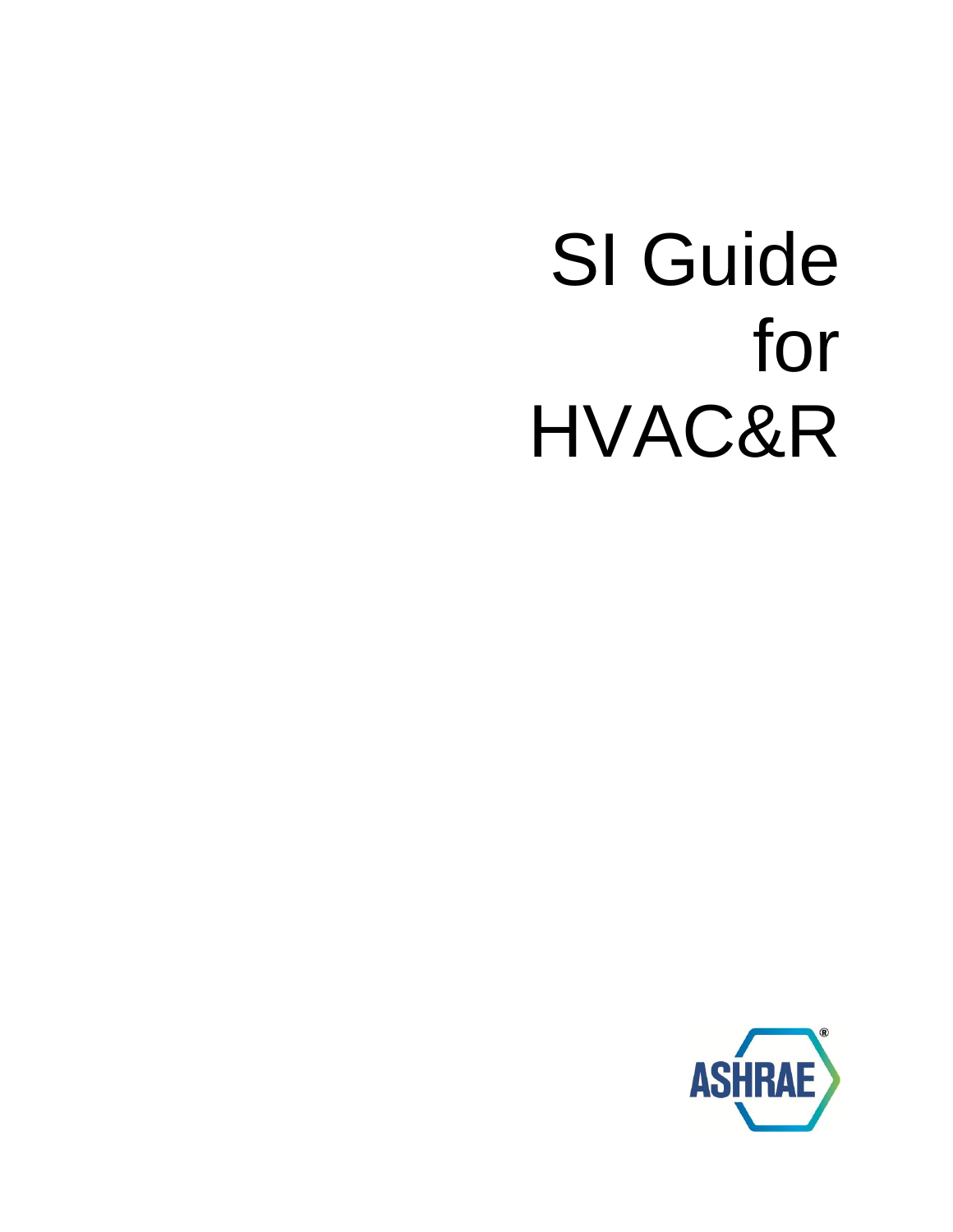# SI Guide for HVAC&R

ASHRAE®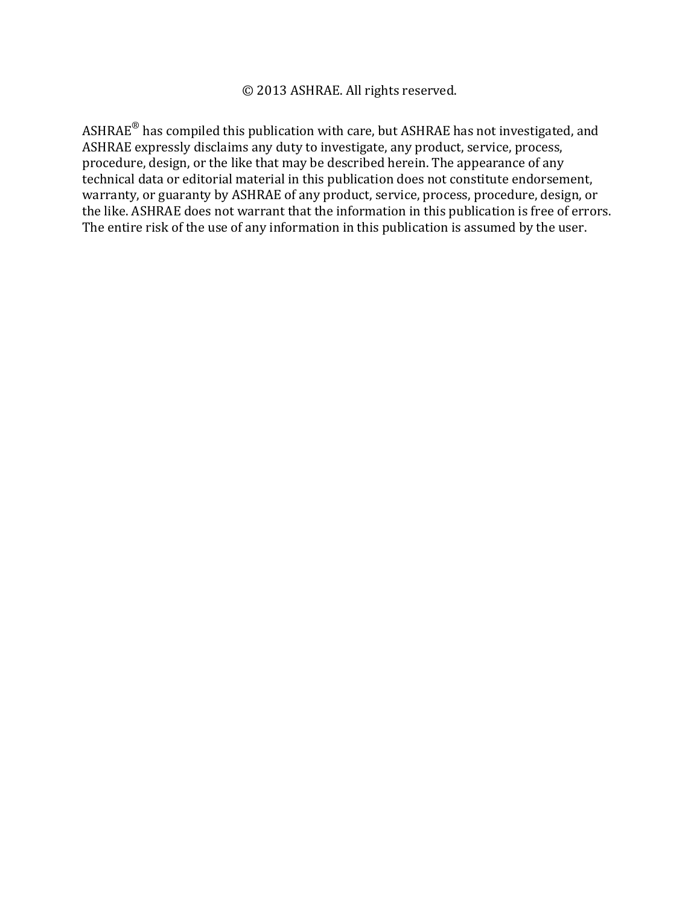© 2013 ASHRAE. All rights reserved.

ASHRAE® has compiled this publication with care, but ASHRAE has not investigated, and ASHRAE expressly disclaims any duty to investigate, any product, service, process, procedure, design, or the like that may be described herein. The appearance of any technical data or editorial material in this publication does not constitute endorsement, warranty, or guaranty by ASHRAE of any product, service, process, procedure, design, or the like. ASHRAE does not warrant that the information in this publication is free of errors. The entire risk of the use of any information in this publication is assumed by the user.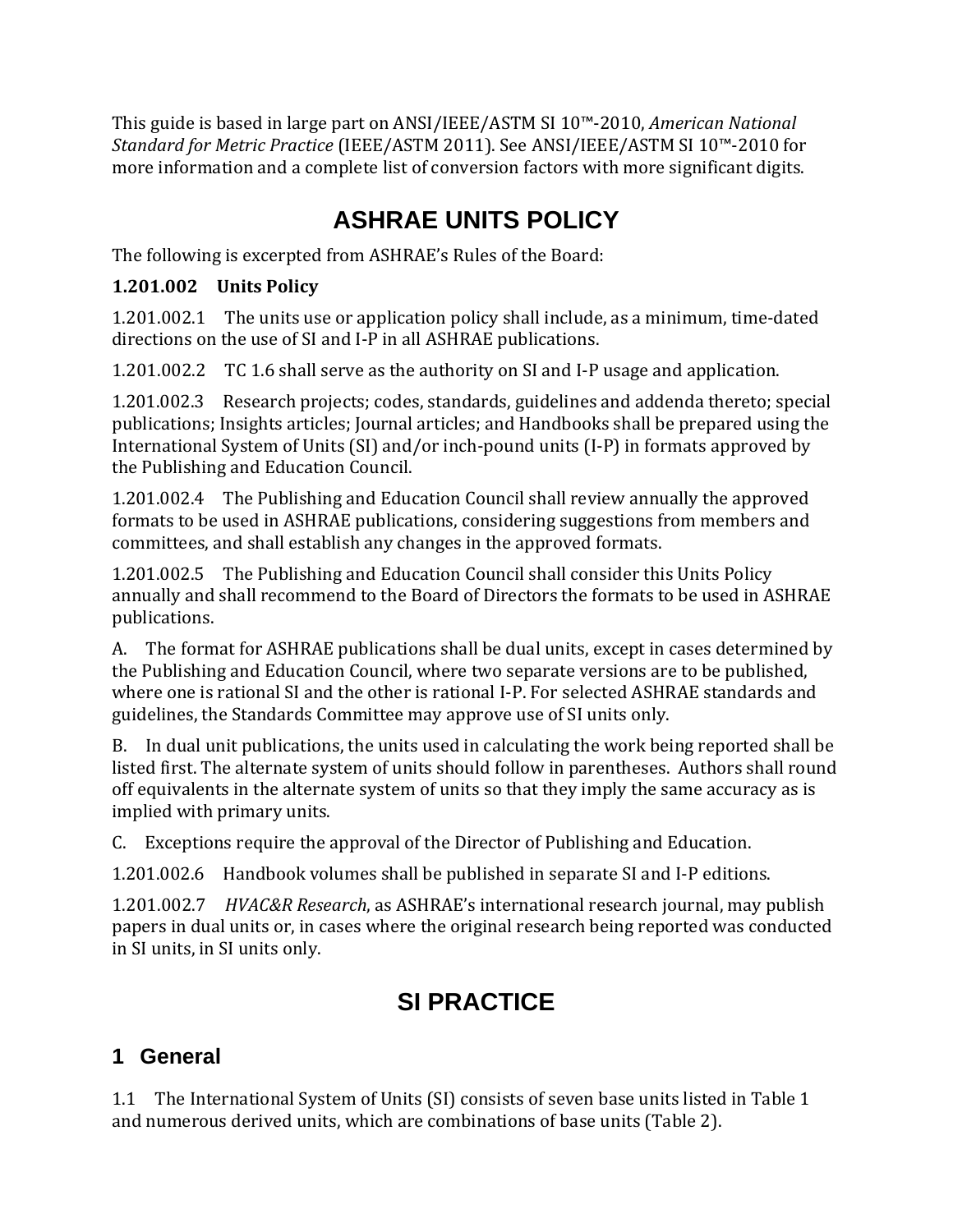This guide is based in large part on ANSI/IEEE/ASTM SI 10™-2010, *American National Standard for Metric Practice* (IEEE/ASTM 2011). See ANSI/IEEE/ASTM SI 10™-2010 for more information and a complete list of conversion factors with more significant digits.

# ASHRAE UNITS POLICY

The following is excerpted from ASHRAE's Rules of the Board:

**1.201.002 Units Policy**

1.201.002.1 The units use or application policy shall include, as a minimum, time-dated directions on the use of SI and I-P in all ASHRAE publications.

1.201.002.2 TC 1.6 shall serve as the authority on SI and I-P usage and application.

1.201.002.3 Research projects; codes, standards, guidelines and addenda thereto; special publications; Insights articles; Journal articles; and Handbooks shall be prepared using the International System of Units (SI) and/or inch-pound units (I-P) in formats approved by the Publishing and Education Council.

1.201.002.4 The Publishing and Education Council shall review annually the approved formats to be used in ASHRAE publications, considering suggestions from members and committees, and shall establish any changes in the approved formats.

1.201.002.5 The Publishing and Education Council shall consider this Units Policy annually and shall recommend to the Board of Directors the formats to be used in ASHRAE publications.

A. The format for ASHRAE publications shall be dual units, except in cases determined by the Publishing and Education Council, where two separate versions are to be published, where one is rational SI and the other is rational I-P. For selected ASHRAE standards and guidelines, the Standards Committee may approve use of SI units only.

B. In dual unit publications, the units used in calculating the work being reported shall be listed first. The alternate system of units should follow in parentheses. Authors shall round off equivalents in the alternate system of units so that they imply the same accuracy as is implied with primary units.

C. Exceptions require the approval of the Director of Publishing and Education.

1.201.002.6 Handbook volumes shall be published in separate SI and I-P editions.

1.201.002.7 *HVAC&R Research*, as ASHRAE's international research journal, may publish papers in dual units or, in cases where the original research being reported was conducted in SI units, in SI units only.

# SI PRACTICE

## 1 General

1.1 The International System of Units (SI) consists of seven base units listed in Table 1 and numerous derived units, which are combinations of base units (Table 2).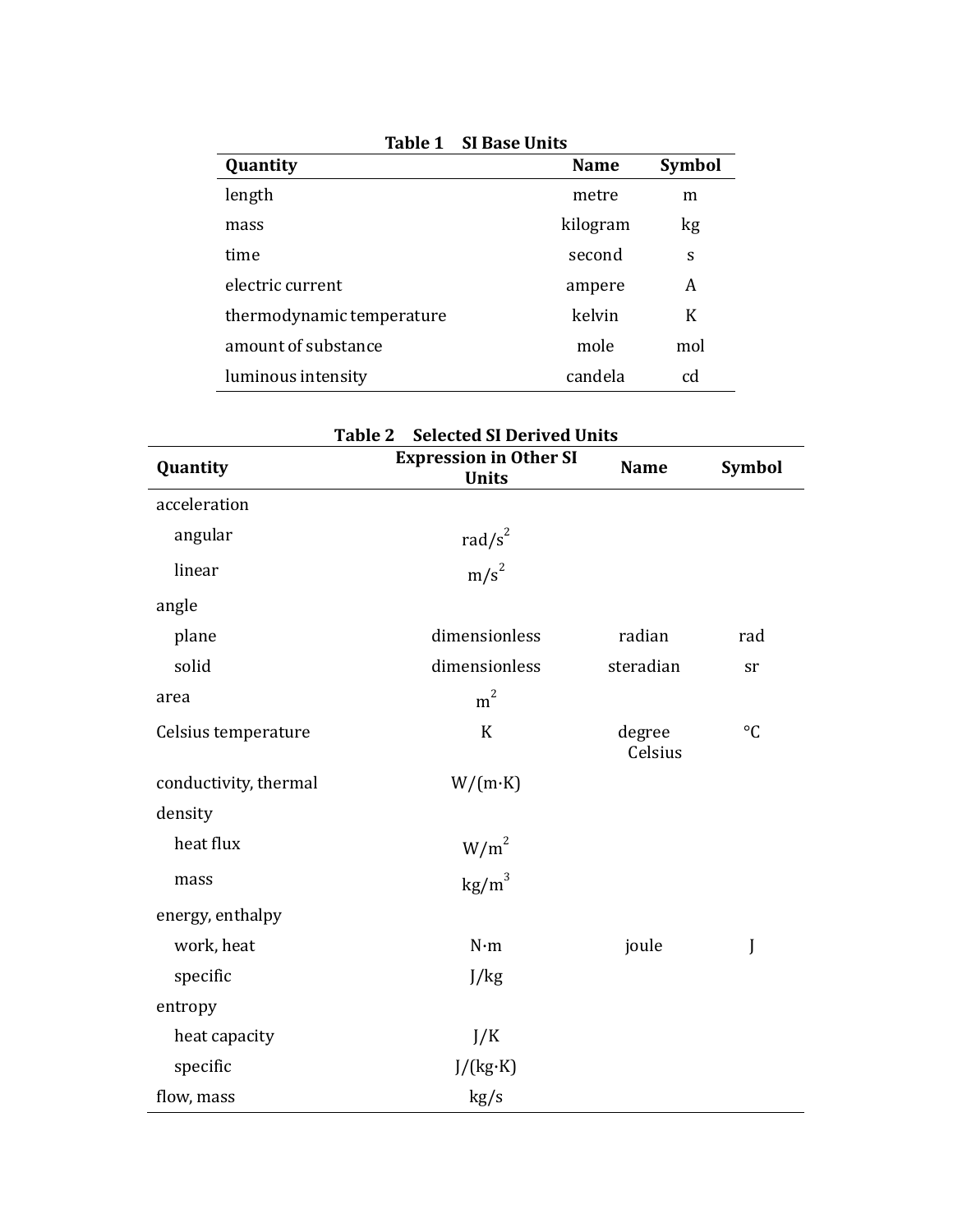**Table 1 SI Base Units**

| Quantity | Name | Symbol |
|---|---|---|
| length | metre | m |
| mass | kilogram | kg |
| time | second | s |
| electric current | ampere | A |
| thermodynamic temperature | kelvin | K |
| amount of substance | mole | mol |
| luminous intensity | candela | cd |

**Table 2 Selected SI Derived Units**

| Quantity | Expression in Other SI Units | Name | Symbol |
|---|---|---|---|
| acceleration | | | |
| angular | $rad/s^2$ | | |
| linear | $m/s^2$ | | |
| angle | | | |
| plane | dimensionless | radian | rad |
| solid | dimensionless | steradian | sr |
| area | $m^2$ | | |
| Celsius temperature | K | degree Celsius | °C |
| conductivity, thermal | W/(m·K) | | |
| density | | | |
| heat flux | $W/m^2$ | | |
| mass | $kg/m^3$ | | |
| energy, enthalpy | | | |
| work, heat | N·m | joule | J |
| specific | J/kg | | |
| entropy | | | |
| heat capacity | J/K | | |
| specific | J/(kg·K) | | |
| flow, mass | kg/s | | |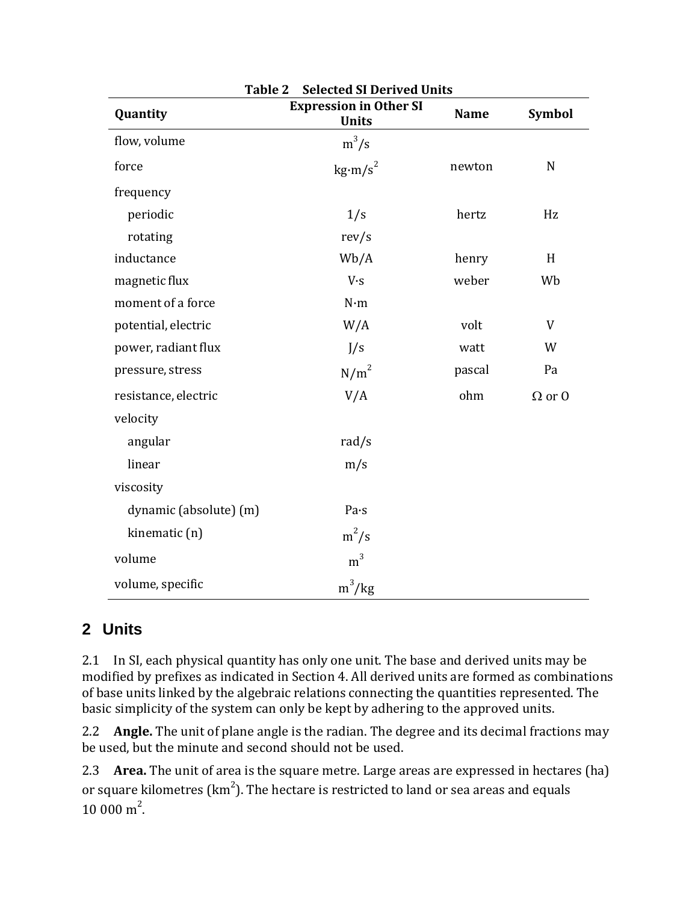**Table 2 Selected SI Derived Units**

| Quantity | Expression in Other SI Units | Name | Symbol |
|---|---|---|---|
| flow, volume | $m^3/s$ | | |
| force | $kg{\cdot}m/s^2$ | newton | N |
| frequency | | | |
| periodic | 1/s | hertz | Hz |
| rotating | rev/s | | |
| inductance | Wb/A | henry | H |
| magnetic flux | V·s | weber | Wb |
| moment of a force | N·m | | |
| potential, electric | W/A | volt | V |
| power, radiant flux | J/s | watt | W |
| pressure, stress | $N/m^2$ | pascal | Pa |
| resistance, electric | V/A | ohm | Ω or O |
| velocity | | | |
| angular | rad/s | | |
| linear | m/s | | |
| viscosity | | | |
| dynamic (absolute) (m) | Pa·s | | |
| kinematic (n) | $m^2/s$ | | |
| volume | $m^3$ | | |
| volume, specific | $m^3/kg$ | | |

## 2 Units

2.1 In SI, each physical quantity has only one unit. The base and derived units may be modified by prefixes as indicated in Section 4. All derived units are formed as combinations of base units linked by the algebraic relations connecting the quantities represented. The basic simplicity of the system can only be kept by adhering to the approved units.

2.2 **Angle.** The unit of plane angle is the radian. The degree and its decimal fractions may be used, but the minute and second should not be used.

2.3 **Area.** The unit of area is the square metre. Large areas are expressed in hectares (ha) or square kilometres ($km^2$). The hectare is restricted to land or sea areas and equals 10 000 $m^2$.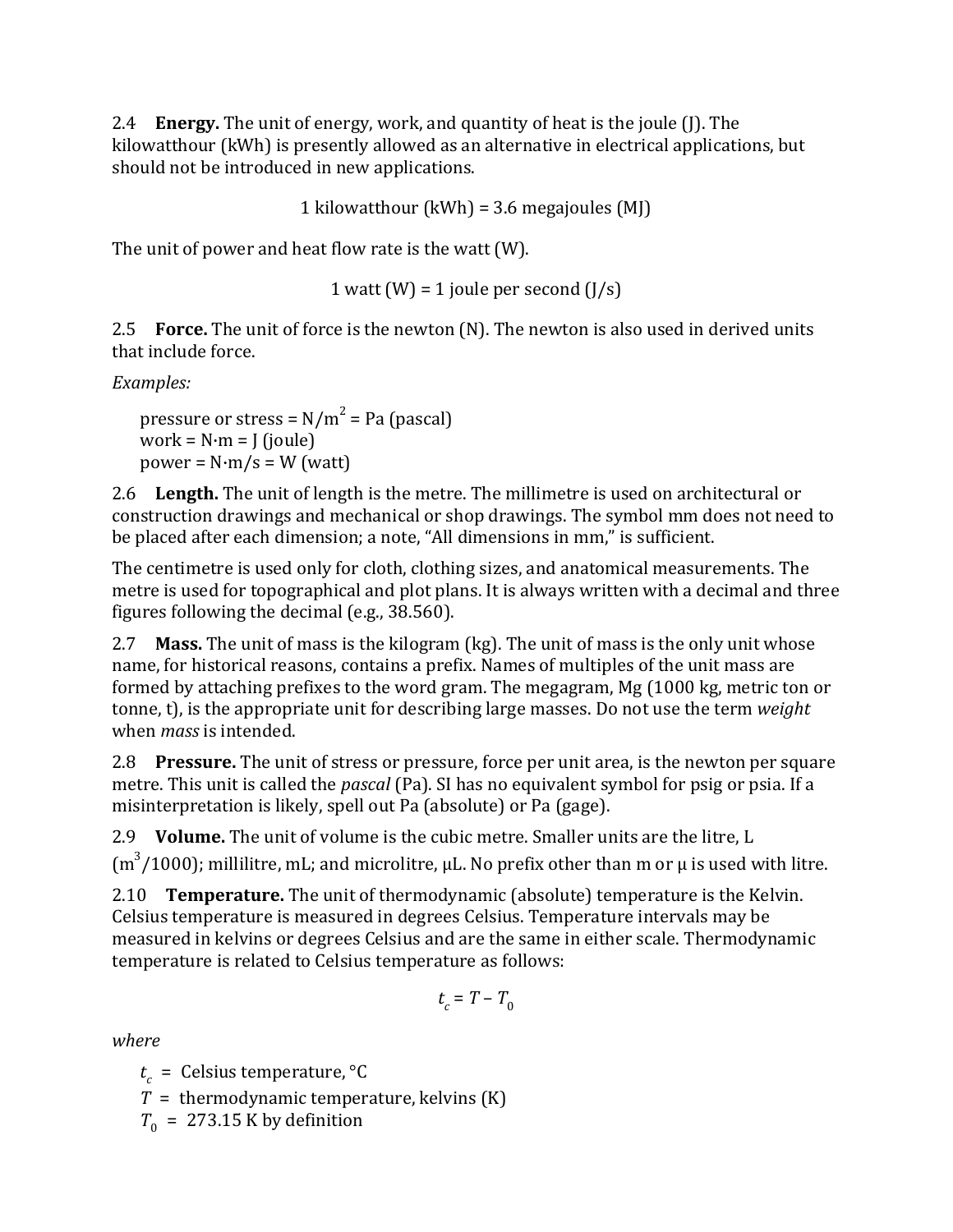2.4 **Energy.** The unit of energy, work, and quantity of heat is the joule (J). The kilowatthour (kWh) is presently allowed as an alternative in electrical applications, but should not be introduced in new applications.

$$1 \text{ kilowatthour (kWh)} = 3.6 \text{ megajoules (MJ)}$$

The unit of power and heat flow rate is the watt (W).

$$1 \text{ watt (W)} = 1 \text{ joule per second (J/s)}$$

2.5 **Force.** The unit of force is the newton (N). The newton is also used in derived units that include force.

*Examples:*

pressure or stress = $N/m^2$ = Pa (pascal)
work = N·m = J (joule)
power = N·m/s = W (watt)

2.6 **Length.** The unit of length is the metre. The millimetre is used on architectural or construction drawings and mechanical or shop drawings. The symbol mm does not need to be placed after each dimension; a note, "All dimensions in mm," is sufficient.

The centimetre is used only for cloth, clothing sizes, and anatomical measurements. The metre is used for topographical and plot plans. It is always written with a decimal and three figures following the decimal (e.g., 38.560).

2.7 **Mass.** The unit of mass is the kilogram (kg). The unit of mass is the only unit whose name, for historical reasons, contains a prefix. Names of multiples of the unit mass are formed by attaching prefixes to the word gram. The megagram, Mg (1000 kg, metric ton or tonne, t), is the appropriate unit for describing large masses. Do not use the term *weight* when *mass* is intended.

2.8 **Pressure.** The unit of stress or pressure, force per unit area, is the newton per square metre. This unit is called the *pascal* (Pa). SI has no equivalent symbol for psig or psia. If a misinterpretation is likely, spell out Pa (absolute) or Pa (gage).

2.9 **Volume.** The unit of volume is the cubic metre. Smaller units are the litre, L ($m^3/1000$); millilitre, mL; and microlitre, μL. No prefix other than m or μ is used with litre.

2.10 **Temperature.** The unit of thermodynamic (absolute) temperature is the Kelvin. Celsius temperature is measured in degrees Celsius. Temperature intervals may be measured in kelvins or degrees Celsius and are the same in either scale. Thermodynamic temperature is related to Celsius temperature as follows:

$$t_c = T - T_0$$

*where*

$t_c$ = Celsius temperature, °C
$T$ = thermodynamic temperature, kelvins (K)
$T_0$ = 273.15 K by definition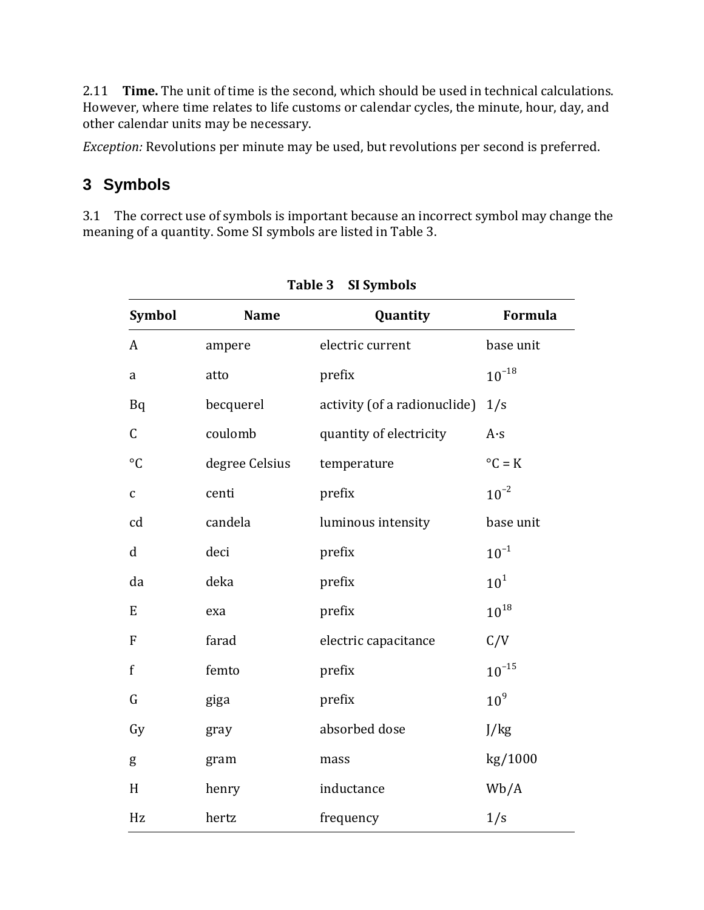2.11 **Time.** The unit of time is the second, which should be used in technical calculations. However, where time relates to life customs or calendar cycles, the minute, hour, day, and other calendar units may be necessary.

*Exception:* Revolutions per minute may be used, but revolutions per second is preferred.

## 3 Symbols

3.1 The correct use of symbols is important because an incorrect symbol may change the meaning of a quantity. Some SI symbols are listed in Table 3.

**Table 3 SI Symbols**

| Symbol | Name | Quantity | Formula |
|---|---|---|---|
| A | ampere | electric current | base unit |
| a | atto | prefix | $10^{-18}$ |
| Bq | becquerel | activity (of a radionuclide) | 1/s |
| C | coulomb | quantity of electricity | A·s |
| °C | degree Celsius | temperature | °C = K |
| c | centi | prefix | $10^{-2}$ |
| cd | candela | luminous intensity | base unit |
| d | deci | prefix | $10^{-1}$ |
| da | deka | prefix | $10^{1}$ |
| E | exa | prefix | $10^{18}$ |
| F | farad | electric capacitance | C/V |
| f | femto | prefix | $10^{-15}$ |
| G | giga | prefix | $10^{9}$ |
| Gy | gray | absorbed dose | J/kg |
| g | gram | mass | kg/1000 |
| H | henry | inductance | Wb/A |
| Hz | hertz | frequency | 1/s |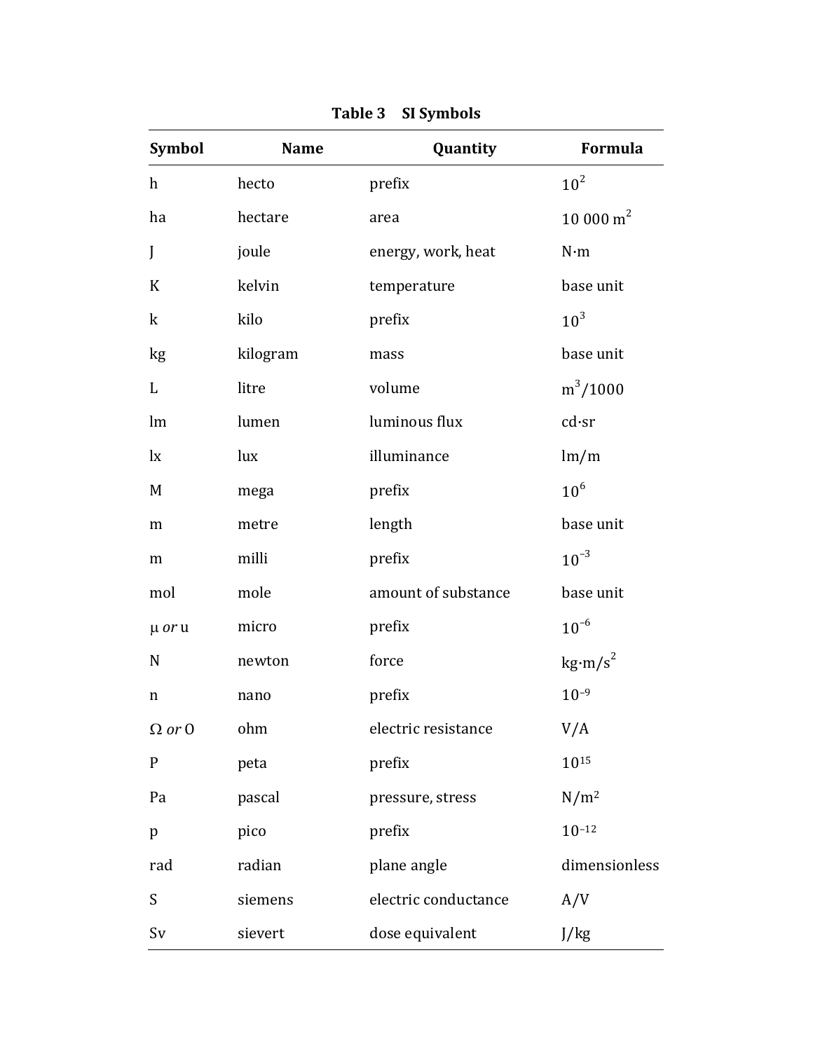**Table 3 SI Symbols**

| Symbol | Name | Quantity | Formula |
|---|---|---|---|
| h | hecto | prefix | $10^2$ |
| ha | hectare | area | 10 000 $m^2$ |
| J | joule | energy, work, heat | N·m |
| K | kelvin | temperature | base unit |
| k | kilo | prefix | $10^3$ |
| kg | kilogram | mass | base unit |
| L | litre | volume | $m^3/1000$ |
| lm | lumen | luminous flux | cd·sr |
| lx | lux | illuminance | lm/m |
| M | mega | prefix | $10^6$ |
| m | metre | length | base unit |
| m | milli | prefix | $10^{-3}$ |
| mol | mole | amount of substance | base unit |
| μ *or* u | micro | prefix | $10^{-6}$ |
| N | newton | force | $kg·m/s^2$ |
| n | nano | prefix | $10^{-9}$ |
| Ω *or* O | ohm | electric resistance | V/A |
| P | peta | prefix | $10^{15}$ |
| Pa | pascal | pressure, stress | $N/m^2$ |
| p | pico | prefix | $10^{-12}$ |
| rad | radian | plane angle | dimensionless |
| S | siemens | electric conductance | A/V |
| Sv | sievert | dose equivalent | J/kg |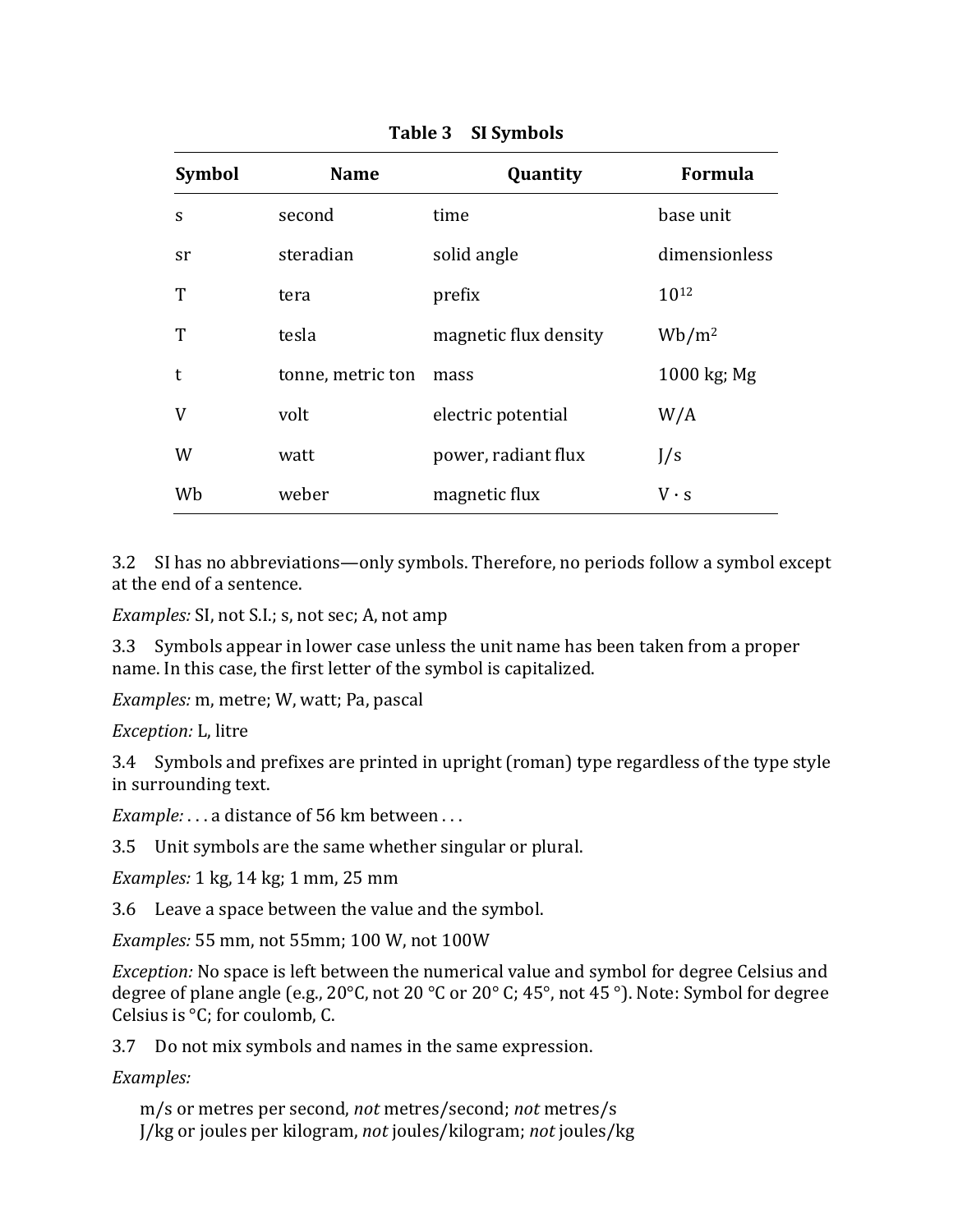**Table 3 SI Symbols**

| Symbol | Name | Quantity | Formula |
| --- | --- | --- | --- |
| s | second | time | base unit |
| sr | steradian | solid angle | dimensionless |
| T | tera | prefix | $10^{12}$ |
| T | tesla | magnetic flux density | $Wb/m^2$ |
| t | tonne, metric ton | mass | 1000 kg; Mg |
| V | volt | electric potential | W/A |
| W | watt | power, radiant flux | J/s |
| Wb | weber | magnetic flux | V · s |

3.2 SI has no abbreviations—only symbols. Therefore, no periods follow a symbol except at the end of a sentence.

*Examples:* SI, not S.I.; s, not sec; A, not amp

3.3 Symbols appear in lower case unless the unit name has been taken from a proper name. In this case, the first letter of the symbol is capitalized.

*Examples:* m, metre; W, watt; Pa, pascal

*Exception:* L, litre

3.4 Symbols and prefixes are printed in upright (roman) type regardless of the type style in surrounding text.

*Example:* . . . a distance of 56 km between . . .

3.5 Unit symbols are the same whether singular or plural.

*Examples:* 1 kg, 14 kg; 1 mm, 25 mm

3.6 Leave a space between the value and the symbol.

*Examples:* 55 mm, not 55mm; 100 W, not 100W

*Exception:* No space is left between the numerical value and symbol for degree Celsius and degree of plane angle (e.g., 20°C, not 20 °C or 20° C; 45°, not 45 °). Note: Symbol for degree Celsius is °C; for coulomb, C.

3.7 Do not mix symbols and names in the same expression.

*Examples:*

m/s or metres per second, *not* metres/second; *not* metres/s
J/kg or joules per kilogram, *not* joules/kilogram; *not* joules/kg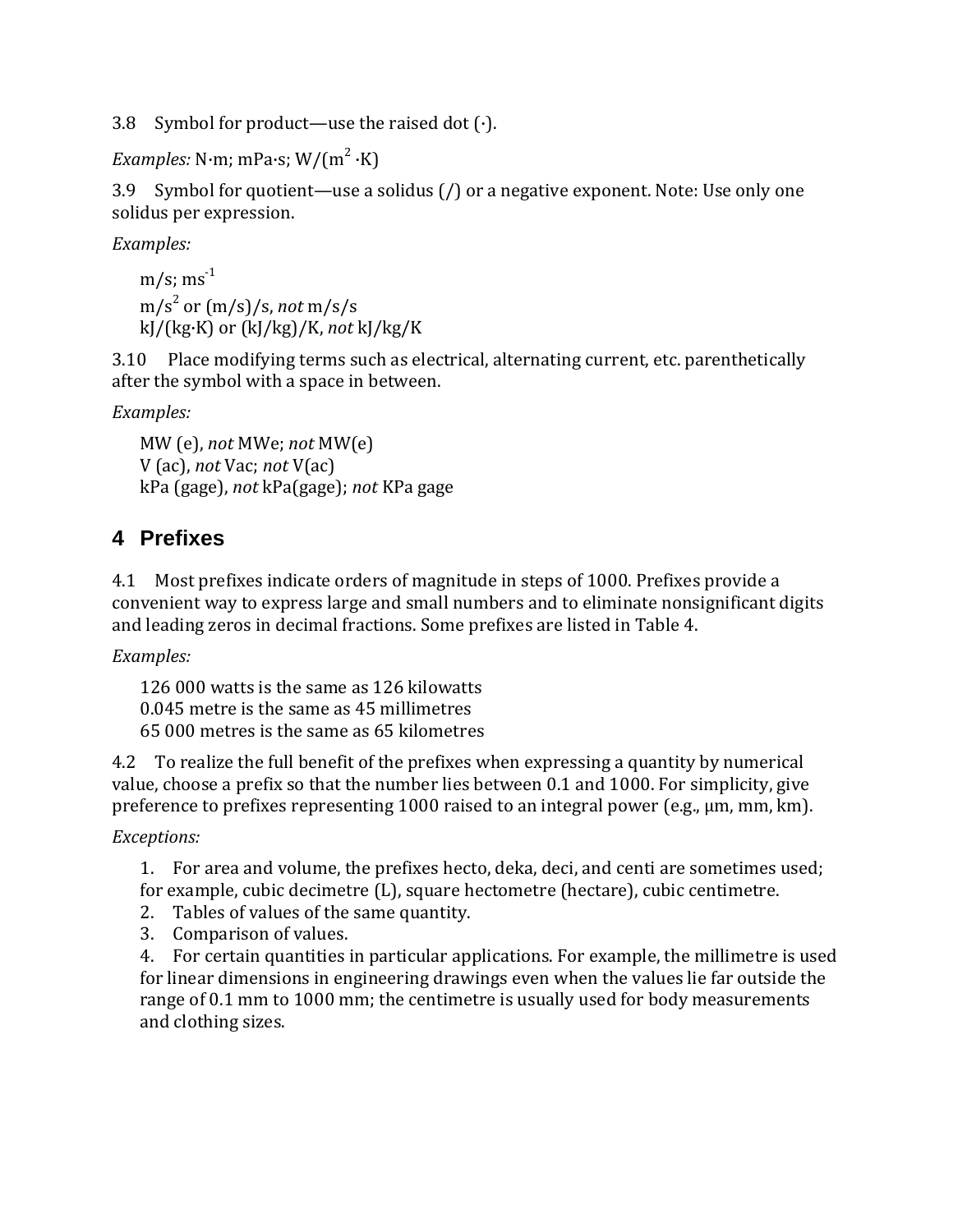3.8 Symbol for product—use the raised dot (·).

*Examples:* N·m; mPa·s; W/($m^2$ ·K)

3.9 Symbol for quotient—use a solidus (/) or a negative exponent. Note: Use only one solidus per expression.

*Examples:*

m/s; $ms^{-1}$
$m/s^2$ or (m/s)/s, *not* m/s/s
kJ/(kg·K) or (kJ/kg)/K, *not* kJ/kg/K

3.10 Place modifying terms such as electrical, alternating current, etc. parenthetically after the symbol with a space in between.

*Examples:*

MW (e), *not* MWe; *not* MW(e)
V (ac), *not* Vac; *not* V(ac)
kPa (gage), *not* kPa(gage); *not* KPa gage

## 4 Prefixes

4.1 Most prefixes indicate orders of magnitude in steps of 1000. Prefixes provide a convenient way to express large and small numbers and to eliminate nonsignificant digits and leading zeros in decimal fractions. Some prefixes are listed in Table 4.

*Examples:*

126 000 watts is the same as 126 kilowatts
0.045 metre is the same as 45 millimetres
65 000 metres is the same as 65 kilometres

4.2 To realize the full benefit of the prefixes when expressing a quantity by numerical value, choose a prefix so that the number lies between 0.1 and 1000. For simplicity, give preference to prefixes representing 1000 raised to an integral power (e.g., µm, mm, km).

*Exceptions:*

1. For area and volume, the prefixes hecto, deka, deci, and centi are sometimes used; for example, cubic decimetre (L), square hectometre (hectare), cubic centimetre.
2. Tables of values of the same quantity.
3. Comparison of values.
4. For certain quantities in particular applications. For example, the millimetre is used for linear dimensions in engineering drawings even when the values lie far outside the range of 0.1 mm to 1000 mm; the centimetre is usually used for body measurements and clothing sizes.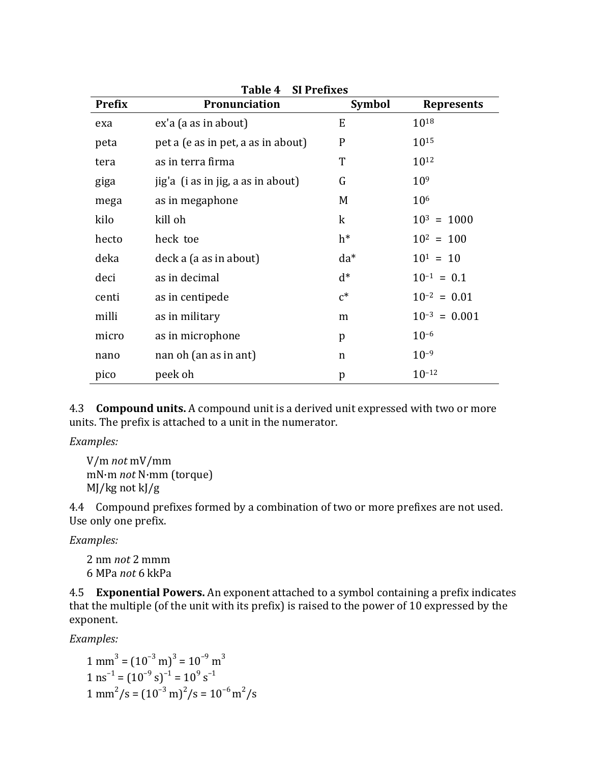**Table 4 SI Prefixes**

| Prefix | Pronunciation | Symbol | Represents |
|---|---|---|---|
| exa | ex'a (a as in about) | E | $10^{18}$ |
| peta | pet a (e as in pet, a as in about) | P | $10^{15}$ |
| tera | as in terra firma | T | $10^{12}$ |
| giga | jig'a (i as in jig, a as in about) | G | $10^{9}$ |
| mega | as in megaphone | M | $10^{6}$ |
| kilo | kill oh | k | $10^{3}$ = 1000 |
| hecto | heck toe | h* | $10^{2}$ = 100 |
| deka | deck a (a as in about) | da* | $10^{1}$ = 10 |
| deci | as in decimal | d* | $10^{-1}$ = 0.1 |
| centi | as in centipede | c* | $10^{-2}$ = 0.01 |
| milli | as in military | m | $10^{-3}$ = 0.001 |
| micro | as in microphone | p | $10^{-6}$ |
| nano | nan oh (an as in ant) | n | $10^{-9}$ |
| pico | peek oh | p | $10^{-12}$ |

4.3 **Compound units.** A compound unit is a derived unit expressed with two or more units. The prefix is attached to a unit in the numerator.

*Examples:*

V/m *not* mV/mm
mN·m *not* N·mm (torque)
MJ/kg not kJ/g

4.4 Compound prefixes formed by a combination of two or more prefixes are not used. Use only one prefix.

*Examples:*

2 nm *not* 2 mmm
6 MPa *not* 6 kkPa

4.5 **Exponential Powers.** An exponent attached to a symbol containing a prefix indicates that the multiple (of the unit with its prefix) is raised to the power of 10 expressed by the exponent.

*Examples:*

$1\ \text{mm}^3 = (10^{-3}\ \text{m})^3 = 10^{-9}\ \text{m}^3$
$1\ \text{ns}^{-1} = (10^{-9}\ \text{s})^{-1} = 10^{9}\ \text{s}^{-1}$
$1\ \text{mm}^2/\text{s} = (10^{-3}\ \text{m})^2/\text{s} = 10^{-6}\ \text{m}^2/\text{s}$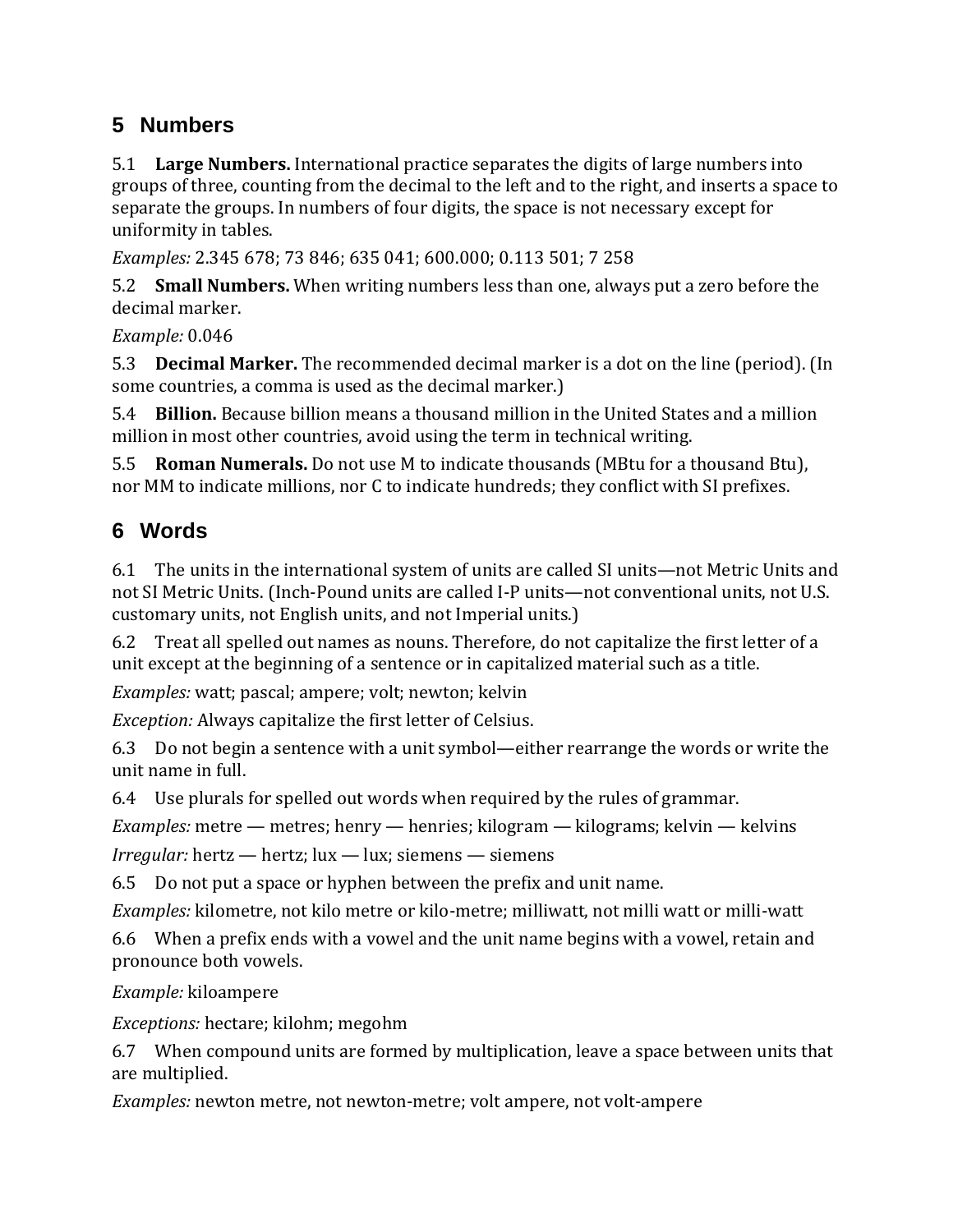## 5 Numbers

5.1 **Large Numbers.** International practice separates the digits of large numbers into groups of three, counting from the decimal to the left and to the right, and inserts a space to separate the groups. In numbers of four digits, the space is not necessary except for uniformity in tables.

*Examples:* 2.345 678; 73 846; 635 041; 600.000; 0.113 501; 7 258

5.2 **Small Numbers.** When writing numbers less than one, always put a zero before the decimal marker.

*Example:* 0.046

5.3 **Decimal Marker.** The recommended decimal marker is a dot on the line (period). (In some countries, a comma is used as the decimal marker.)

5.4 **Billion.** Because billion means a thousand million in the United States and a million million in most other countries, avoid using the term in technical writing.

5.5 **Roman Numerals.** Do not use M to indicate thousands (MBtu for a thousand Btu), nor MM to indicate millions, nor C to indicate hundreds; they conflict with SI prefixes.

## 6 Words

6.1 The units in the international system of units are called SI units—not Metric Units and not SI Metric Units. (Inch-Pound units are called I-P units—not conventional units, not U.S. customary units, not English units, and not Imperial units.)

6.2 Treat all spelled out names as nouns. Therefore, do not capitalize the first letter of a unit except at the beginning of a sentence or in capitalized material such as a title.

*Examples:* watt; pascal; ampere; volt; newton; kelvin

*Exception:* Always capitalize the first letter of Celsius.

6.3 Do not begin a sentence with a unit symbol—either rearrange the words or write the unit name in full.

6.4 Use plurals for spelled out words when required by the rules of grammar.

*Examples:* metre — metres; henry — henries; kilogram — kilograms; kelvin — kelvins

*Irregular:* hertz — hertz; lux — lux; siemens — siemens

6.5 Do not put a space or hyphen between the prefix and unit name.

*Examples:* kilometre, not kilo metre or kilo-metre; milliwatt, not milli watt or milli-watt

6.6 When a prefix ends with a vowel and the unit name begins with a vowel, retain and pronounce both vowels.

*Example:* kiloampere

*Exceptions:* hectare; kilohm; megohm

6.7 When compound units are formed by multiplication, leave a space between units that are multiplied.

*Examples:* newton metre, not newton-metre; volt ampere, not volt-ampere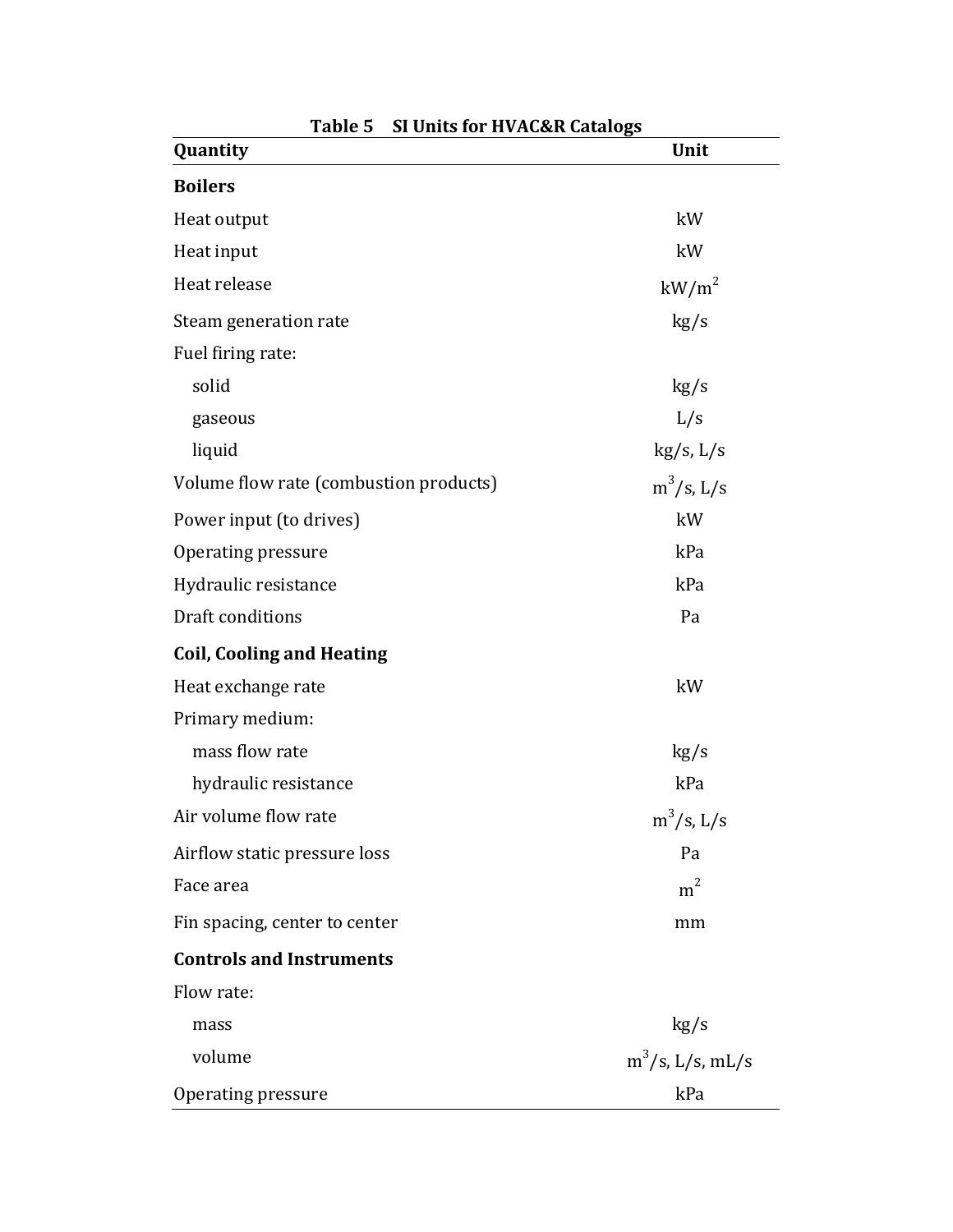**Table 5 SI Units for HVAC&R Catalogs**

| Quantity | Unit |
|---|---|
| **Boilers** | |
| Heat output | kW |
| Heat input | kW |
| Heat release | $kW/m^2$ |
| Steam generation rate | kg/s |
| Fuel firing rate: | |
| solid | kg/s |
| gaseous | L/s |
| liquid | kg/s, L/s |
| Volume flow rate (combustion products) | $m^3/s$, L/s |
| Power input (to drives) | kW |
| Operating pressure | kPa |
| Hydraulic resistance | kPa |
| Draft conditions | Pa |
| **Coil, Cooling and Heating** | |
| Heat exchange rate | kW |
| Primary medium: | |
| mass flow rate | kg/s |
| hydraulic resistance | kPa |
| Air volume flow rate | $m^3/s$, L/s |
| Airflow static pressure loss | Pa |
| Face area | $m^2$ |
| Fin spacing, center to center | mm |
| **Controls and Instruments** | |
| Flow rate: | |
| mass | kg/s |
| volume | $m^3/s$, L/s, mL/s |
| Operating pressure | kPa |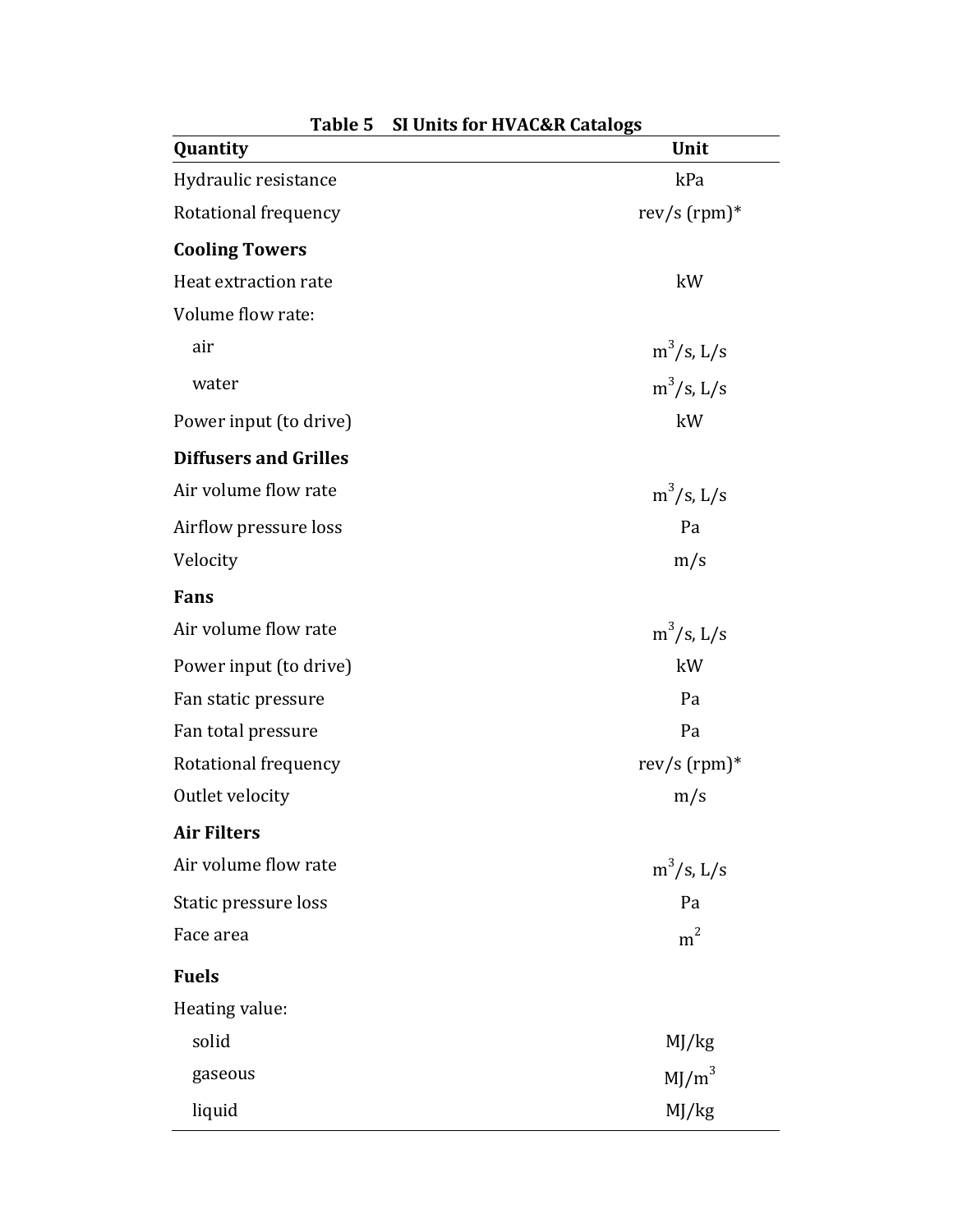**Table 5 SI Units for HVAC&R Catalogs**

| Quantity | Unit |
|---|---|
| Hydraulic resistance | kPa |
| Rotational frequency | rev/s (rpm)* |
| **Cooling Towers** | |
| Heat extraction rate | kW |
| Volume flow rate: | |
| air | $m^3/s$, L/s |
| water | $m^3/s$, L/s |
| Power input (to drive) | kW |
| **Diffusers and Grilles** | |
| Air volume flow rate | $m^3/s$, L/s |
| Airflow pressure loss | Pa |
| Velocity | m/s |
| **Fans** | |
| Air volume flow rate | $m^3/s$, L/s |
| Power input (to drive) | kW |
| Fan static pressure | Pa |
| Fan total pressure | Pa |
| Rotational frequency | rev/s (rpm)* |
| Outlet velocity | m/s |
| **Air Filters** | |
| Air volume flow rate | $m^3/s$, L/s |
| Static pressure loss | Pa |
| Face area | $m^2$ |
| **Fuels** | |
| Heating value: | |
| solid | MJ/kg |
| gaseous | $MJ/m^3$ |
| liquid | MJ/kg |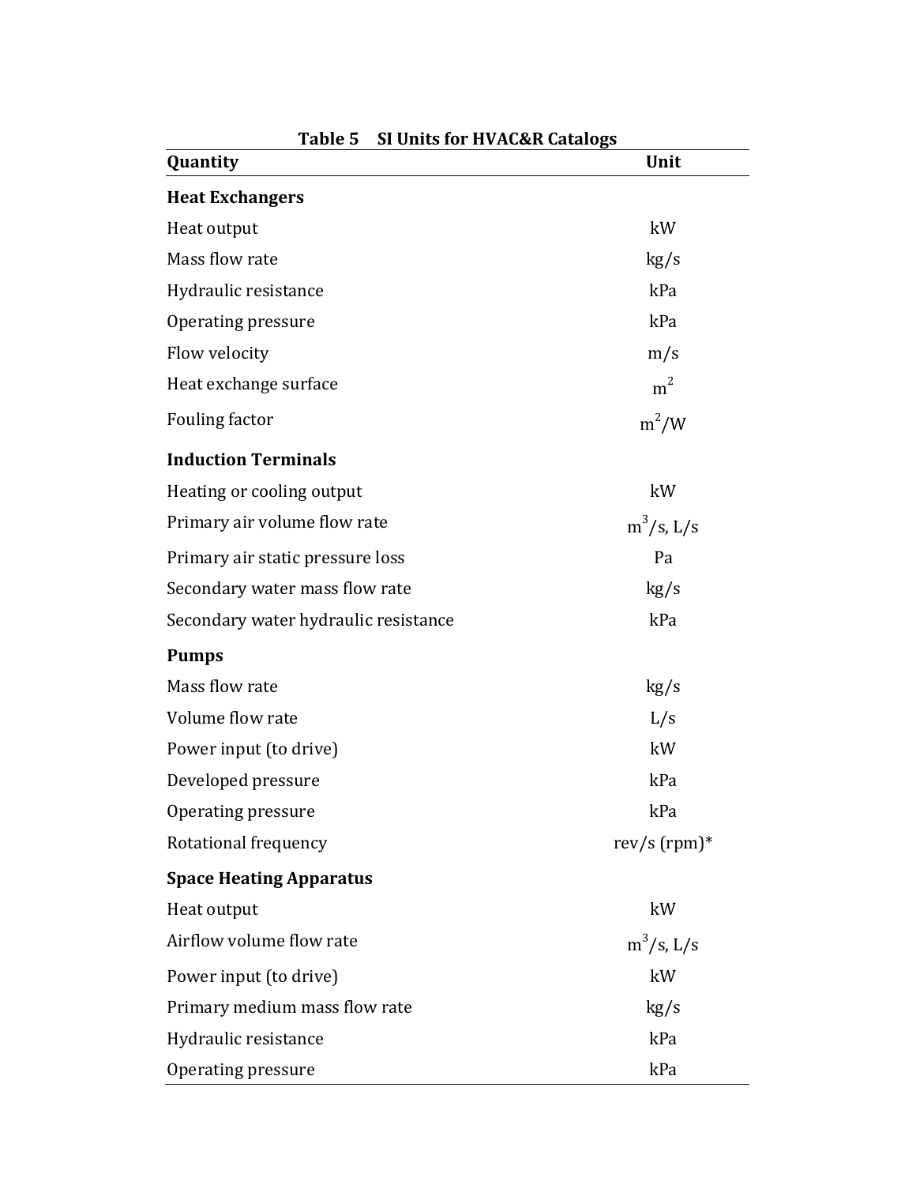**Table 5 SI Units for HVAC&R Catalogs**

| Quantity | Unit |
|---|---|
| **Heat Exchangers** | |
| Heat output | kW |
| Mass flow rate | kg/s |
| Hydraulic resistance | kPa |
| Operating pressure | kPa |
| Flow velocity | m/s |
| Heat exchange surface | $m^2$ |
| Fouling factor | $m^2/W$ |
| **Induction Terminals** | |
| Heating or cooling output | kW |
| Primary air volume flow rate | $m^3/s$, L/s |
| Primary air static pressure loss | Pa |
| Secondary water mass flow rate | kg/s |
| Secondary water hydraulic resistance | kPa |
| **Pumps** | |
| Mass flow rate | kg/s |
| Volume flow rate | L/s |
| Power input (to drive) | kW |
| Developed pressure | kPa |
| Operating pressure | kPa |
| Rotational frequency | rev/s (rpm)* |
| **Space Heating Apparatus** | |
| Heat output | kW |
| Airflow volume flow rate | $m^3/s$, L/s |
| Power input (to drive) | kW |
| Primary medium mass flow rate | kg/s |
| Hydraulic resistance | kPa |
| Operating pressure | kPa |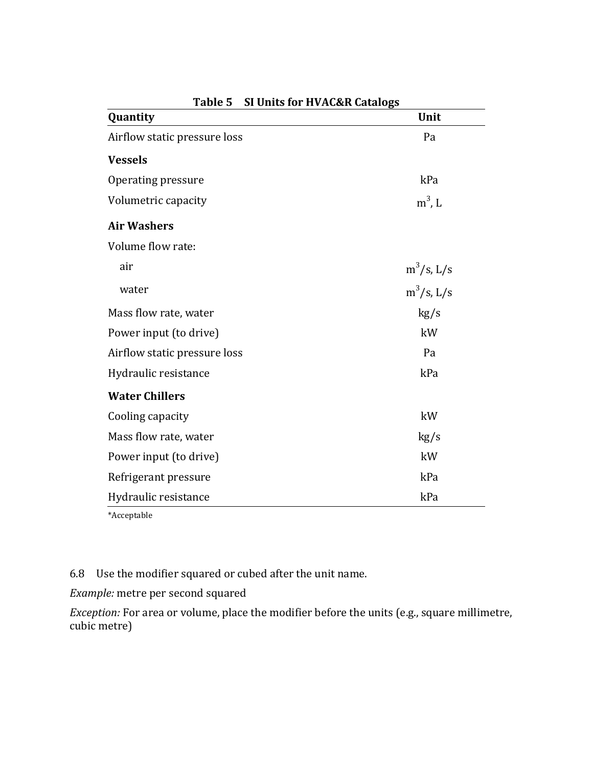**Table 5  SI Units for HVAC&R Catalogs**

| Quantity | Unit |
|---|---|
| Airflow static pressure loss | Pa |
| **Vessels** | |
| Operating pressure | kPa |
| Volumetric capacity | $m^3$, L |
| **Air Washers** | |
| Volume flow rate: | |
| air | $m^3/s$, L/s |
| water | $m^3/s$, L/s |
| Mass flow rate, water | kg/s |
| Power input (to drive) | kW |
| Airflow static pressure loss | Pa |
| Hydraulic resistance | kPa |
| **Water Chillers** | |
| Cooling capacity | kW |
| Mass flow rate, water | kg/s |
| Power input (to drive) | kW |
| Refrigerant pressure | kPa |
| Hydraulic resistance | kPa |

*Acceptable

6.8 Use the modifier squared or cubed after the unit name.

*Example:* metre per second squared

*Exception:* For area or volume, place the modifier before the units (e.g., square millimetre, cubic metre)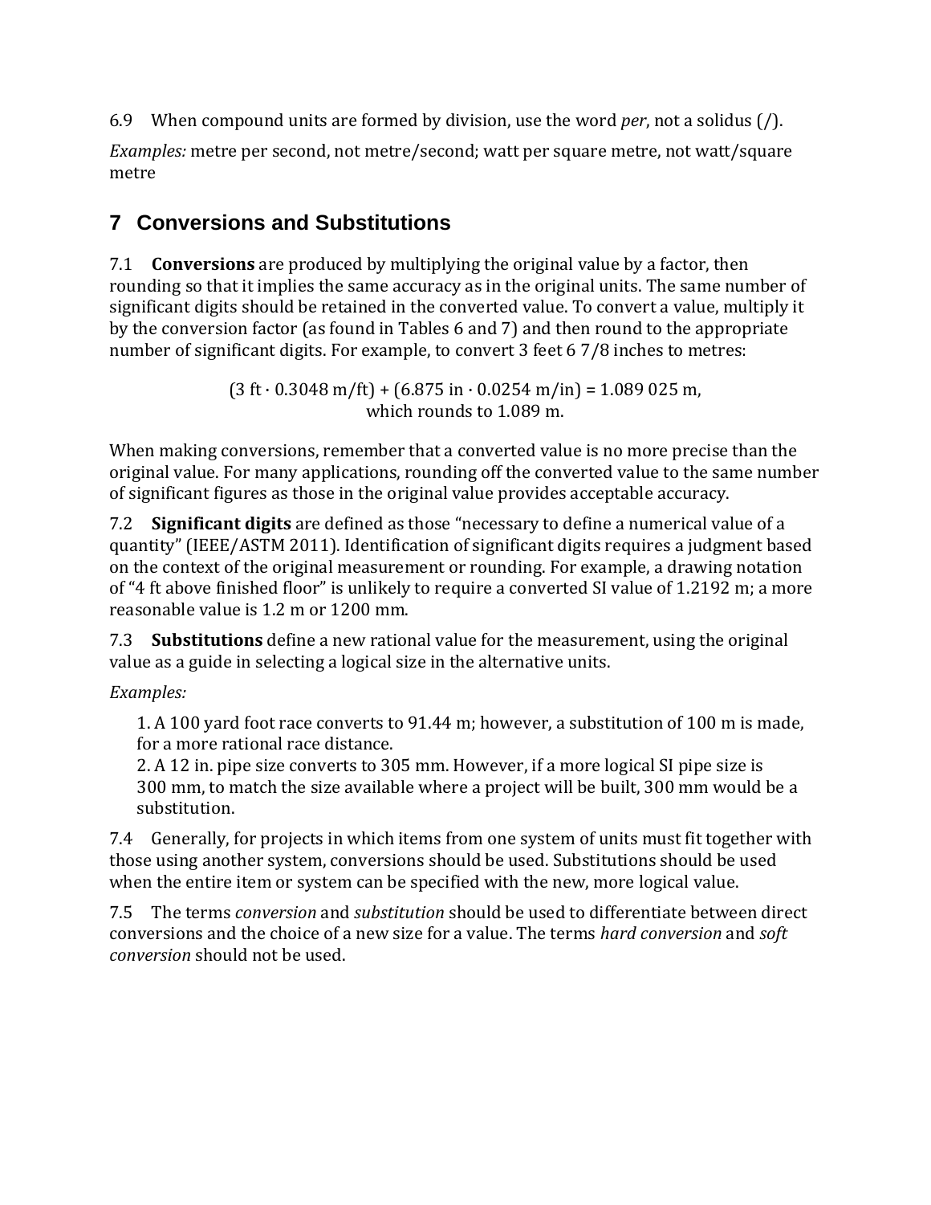6.9 When compound units are formed by division, use the word *per*, not a solidus (/).

*Examples:* metre per second, not metre/second; watt per square metre, not watt/square metre

## 7 Conversions and Substitutions

7.1 **Conversions** are produced by multiplying the original value by a factor, then rounding so that it implies the same accuracy as in the original units. The same number of significant digits should be retained in the converted value. To convert a value, multiply it by the conversion factor (as found in Tables 6 and 7) and then round to the appropriate number of significant digits. For example, to convert 3 feet 6 7/8 inches to metres:

$$(3 \text{ ft} \cdot 0.3048 \text{ m/ft}) + (6.875 \text{ in} \cdot 0.0254 \text{ m/in}) = 1.089\,025 \text{ m},$$

which rounds to 1.089 m.

When making conversions, remember that a converted value is no more precise than the original value. For many applications, rounding off the converted value to the same number of significant figures as those in the original value provides acceptable accuracy.

7.2 **Significant digits** are defined as those "necessary to define a numerical value of a quantity" (IEEE/ASTM 2011). Identification of significant digits requires a judgment based on the context of the original measurement or rounding. For example, a drawing notation of "4 ft above finished floor" is unlikely to require a converted SI value of 1.2192 m; a more reasonable value is 1.2 m or 1200 mm.

7.3 **Substitutions** define a new rational value for the measurement, using the original value as a guide in selecting a logical size in the alternative units.

*Examples:*

1. A 100 yard foot race converts to 91.44 m; however, a substitution of 100 m is made, for a more rational race distance.
2. A 12 in. pipe size converts to 305 mm. However, if a more logical SI pipe size is 300 mm, to match the size available where a project will be built, 300 mm would be a substitution.

7.4 Generally, for projects in which items from one system of units must fit together with those using another system, conversions should be used. Substitutions should be used when the entire item or system can be specified with the new, more logical value.

7.5 The terms *conversion* and *substitution* should be used to differentiate between direct conversions and the choice of a new size for a value. The terms *hard conversion* and *soft conversion* should not be used.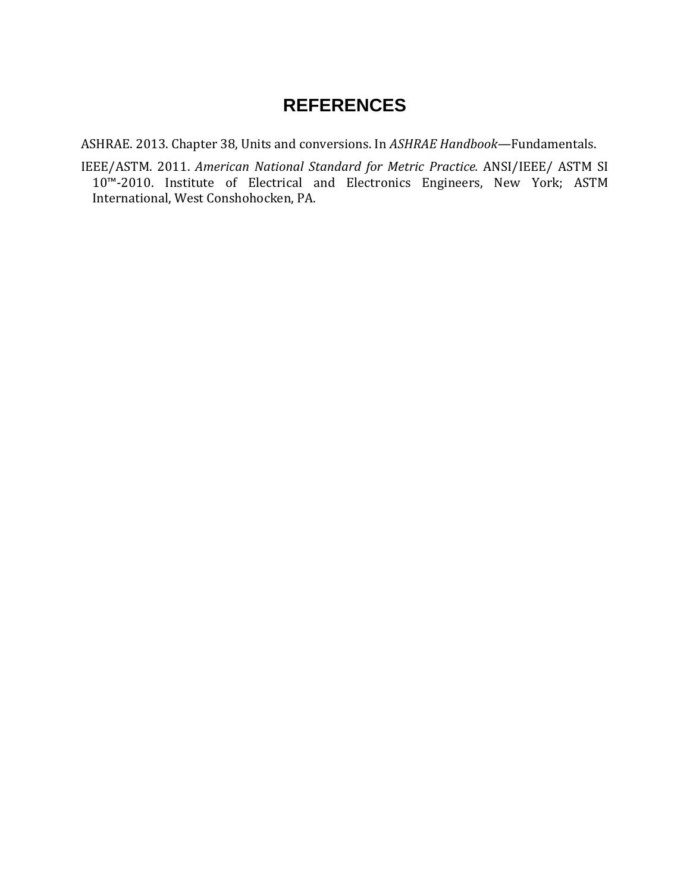# REFERENCES

ASHRAE. 2013. Chapter 38, Units and conversions. In *ASHRAE Handbook*—Fundamentals.

IEEE/ASTM. 2011. *American National Standard for Metric Practice.* ANSI/IEEE/ ASTM SI 10™-2010. Institute of Electrical and Electronics Engineers, New York; ASTM International, West Conshohocken, PA.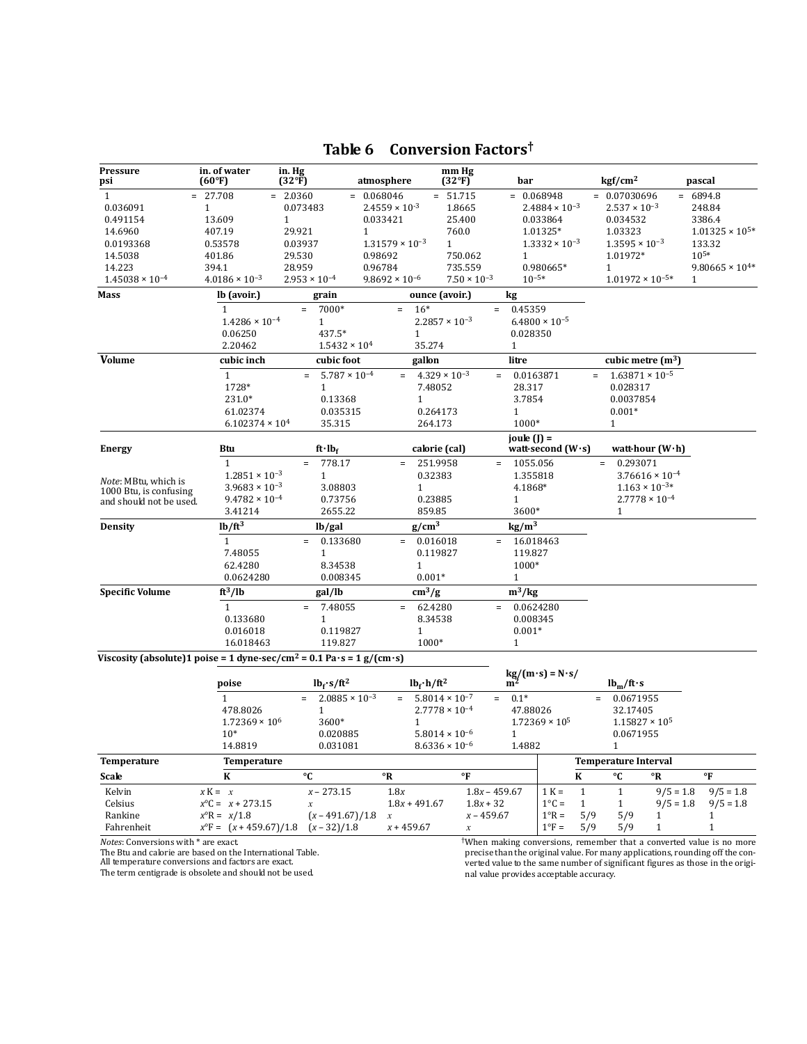# Table 6 Conversion Factors†

**Pressure**

| psi | | in. of water (60°F) | | in. Hg (32°F) | | atmosphere | | mm Hg (32°F) | | bar | | kgf/cm² | | pascal |
|---|---|---|---|---|---|---|---|---|---|---|---|---|---|---|
| 1 | = | 27.708 | = | 2.0360 | = | 0.068046 | = | 51.715 | = | 0.068948 | = | 0.07030696 | = | 6894.8 |
| 0.036091 | | 1 | | 0.073483 | | $2.4559 \times 10^{-3}$ | | 1.8665 | | $2.4884 \times 10^{-3}$ | | $2.537 \times 10^{-3}$ | | 248.84 |
| 0.491154 | | 13.609 | | 1 | | 0.033421 | | 25.400 | | 0.033864 | | 0.034532 | | 3386.4 |
| 14.6960 | | 407.19 | | 29.921 | | 1 | | 760.0 | | 1.01325* | | 1.03323 | | $1.01325 \times 10^{5}$* |
| 0.0193368 | | 0.53578 | | 0.03937 | | $1.31579 \times 10^{-3}$ | | 1 | | $1.3332 \times 10^{-3}$ | | $1.3595 \times 10^{-3}$ | | 133.32 |
| 14.5038 | | 401.86 | | 29.530 | | 0.98692 | | 750.062 | | 1 | | 1.01972* | | $10^{5}$* |
| 14.223 | | 394.1 | | 28.959 | | 0.96784 | | 735.559 | | 0.980665* | | 1 | | $9.80665 \times 10^{4}$* |
| $1.45038 \times 10^{-4}$ | | $4.0186 \times 10^{-3}$ | | $2.953 \times 10^{-4}$ | | $9.8692 \times 10^{-6}$ | | $7.50 \times 10^{-3}$ | | $10^{-5}$* | | $1.01972 \times 10^{-5}$* | | 1 |

**Mass**

| lb (avoir.) | | grain | | ounce (avoir.) | | kg |
|---|---|---|---|---|---|---|
| 1 | = | 7000* | = | 16* | = | 0.45359 |
| $1.4286 \times 10^{-4}$ | | 1 | | $2.2857 \times 10^{-3}$ | | $6.4800 \times 10^{-5}$ |
| 0.06250 | | 437.5* | | 1 | | 0.028350 |
| 2.20462 | | $1.5432 \times 10^{4}$ | | 35.274 | | 1 |

**Volume**

| cubic inch | | cubic foot | | gallon | | litre | | cubic metre (m³) |
|---|---|---|---|---|---|---|---|---|
| 1 | = | $5.787 \times 10^{-4}$ | = | $4.329 \times 10^{-3}$ | = | 0.0163871 | = | $1.63871 \times 10^{-5}$ |
| 1728* | | 1 | | 7.48052 | | 28.317 | | 0.028317 |
| 231.0* | | 0.13368 | | 1 | | 3.7854 | | 0.0037854 |
| 61.02374 | | 0.035315 | | 0.264173 | | 1 | | 0.001* |
| $6.102374 \times 10^{4}$ | | 35.315 | | 264.173 | | 1000* | | 1 |

**Energy**

*Note*: MBtu, which is 1000 Btu, is confusing and should not be used.

| Btu | | ft·lb$_f$ | | calorie (cal) | | joule (J) = watt-second (W·s) | | watt-hour (W·h) |
|---|---|---|---|---|---|---|---|---|
| 1 | = | 778.17 | = | 251.9958 | = | 1055.056 | = | 0.293071 |
| $1.2851 \times 10^{-3}$ | | 1 | | 0.32383 | | 1.355818 | | $3.76616 \times 10^{-4}$ |
| $3.9683 \times 10^{-3}$ | | 3.08803 | | 1 | | 4.1868* | | $1.163 \times 10^{-3}$* |
| $9.4782 \times 10^{-4}$ | | 0.73756 | | 0.23885 | | 1 | | $2.7778 \times 10^{-4}$ |
| 3.41214 | | 2655.22 | | 859.85 | | 3600* | | 1 |

**Density**

| lb/ft³ | | lb/gal | | g/cm³ | | kg/m³ |
|---|---|---|---|---|---|---|
| 1 | = | 0.133680 | = | 0.016018 | = | 16.018463 |
| 7.48055 | | 1 | | 0.119827 | | 119.827 |
| 62.4280 | | 8.34538 | | 1 | | 1000* |
| 0.0624280 | | 0.008345 | | 0.001* | | 1 |

**Specific Volume**

| ft³/lb | | gal/lb | | cm³/g | | m³/kg |
|---|---|---|---|---|---|---|
| 1 | = | 7.48055 | = | 62.4280 | = | 0.0624280 |
| 0.133680 | | 1 | | 8.34538 | | 0.008345 |
| 0.016018 | | 0.119827 | | 1 | | 0.001* |
| 16.018463 | | 119.827 | | 1000* | | 1 |

**Viscosity (absolute)** 1 poise = 1 dyne-sec/cm² = 0.1 Pa·s = 1 g/(cm·s)

| poise | | lb$_f$·s/ft² | | lb$_f$·h/ft² | | kg/(m·s) = N·s/m² | | lb$_m$/ft·s |
|---|---|---|---|---|---|---|---|---|
| 1 | = | $2.0885 \times 10^{-3}$ | = | $5.8014 \times 10^{-7}$ | = | 0.1* | = | 0.0671955 |
| 478.8026 | | 1 | | $2.7778 \times 10^{-4}$ | | 47.88026 | | 32.17405 |
| $1.72369 \times 10^{6}$ | | 3600* | | 1 | | $1.72369 \times 10^{5}$ | | $1.15827 \times 10^{5}$ |
| $10$* | | 0.020885 | | $5.8014 \times 10^{-6}$ | | 1 | | 0.0671955 |
| 14.8819 | | 0.031081 | | $8.6336 \times 10^{-6}$ | | 1.4882 | | 1 |

**Temperature**

| Scale | | Temperature K | °C | °R | °F | Temperature Interval | K | °C | °R | °F |
|---|---|---|---|---|---|---|---|---|---|---|
| Kelvin | $x$ K = | $x$ | $x - 273.15$ | $1.8x$ | $1.8x - 459.67$ | 1 K = | 1 | 1 | 9/5 = 1.8 | 9/5 = 1.8 |
| Celsius | $x$°C = | $x + 273.15$ | $x$ | $1.8x + 491.67$ | $1.8x + 32$ | 1°C = | 1 | 1 | 9/5 = 1.8 | 9/5 = 1.8 |
| Rankine | $x$°R = | $x/1.8$ | $(x - 491.67)/1.8$ | $x$ | $x - 459.67$ | 1°R = | 5/9 | 5/9 | 1 | 1 |
| Fahrenheit | $x$°F = | $(x + 459.67)/1.8$ | $(x - 32)/1.8$ | $x + 459.67$ | $x$ | 1°F = | 5/9 | 5/9 | 1 | 1 |

*Notes*: Conversions with * are exact.
The Btu and calorie are based on the International Table.
All temperature conversions and factors are exact.
The term centigrade is obsolete and should not be used.

†When making conversions, remember that a converted value is no more precise than the original value. For many applications, rounding off the converted value to the same number of significant figures as those in the original value provides acceptable accuracy.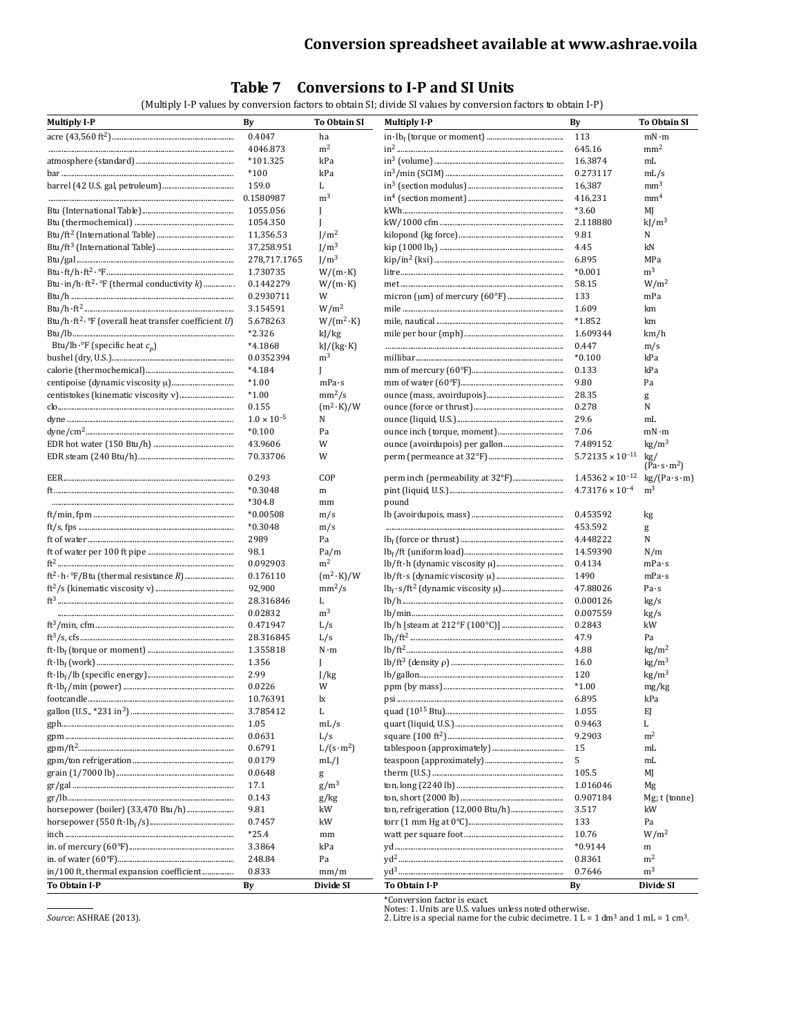Conversion spreadsheet available at www.ashrae.voila

## Table 7 Conversions to I-P and SI Units

(Multiply I-P values by conversion factors to obtain SI; divide SI values by conversion factors to obtain I-P)

| Multiply I-P | By | To Obtain SI | Multiply I-P | By | To Obtain SI |
|---|---|---|---|---|---|
| acre (43,560 $ft^2$) | 0.4047 | ha | in·$lb_f$ (torque or moment) | 113 | mN·m |
| | 4046.873 | $m^2$ | $in^2$ | 645.16 | $mm^2$ |
| atmosphere (standard) | *101.325 | kPa | $in^3$ (volume) | 16.3874 | mL |
| bar | *100 | kPa | $in^3$/min (SCIM) | 0.273117 | mL/s |
| barrel (42 U.S. gal, petroleum) | 159.0 | L | $in^3$ (section modulus) | 16,387 | $mm^3$ |
| | 0.1580987 | $m^3$ | $in^4$ (section moment) | 416,231 | $mm^4$ |
| Btu (International Table) | 1055.056 | J | kWh | *3.60 | MJ |
| Btu (thermochemical) | 1054.350 | J | kW/1000 cfm | 2.118880 | kJ/$m^3$ |
| Btu/$ft^2$ (International Table) | 11,356.53 | J/$m^2$ | kilopond (kg force) | 9.81 | N |
| Btu/$ft^3$ (International Table) | 37,258.951 | J/$m^3$ | kip (1000 $lb_f$) | 4.45 | kN |
| Btu/gal | 278,717.1765 | J/$m^3$ | kip/$in^2$ (ksi) | 6.895 | MPa |
| Btu·ft/h·$ft^2$·°F | 1.730735 | W/(m·K) | litre | *0.001 | $m^3$ |
| Btu·in/h·$ft^2$·°F (thermal conductivity $k$) | 0.1442279 | W/(m·K) | met | 58.15 | W/$m^2$ |
| Btu/h | 0.2930711 | W | micron (μm) of mercury (60°F) | 133 | mPa |
| Btu/h·$ft^2$ | 3.154591 | W/$m^2$ | mile | 1.609 | km |
| Btu/h·$ft^2$·°F (overall heat transfer coefficient $U$) | 5.678263 | W/($m^2$·K) | mile, nautical | *1.852 | km |
| Btu/lb | *2.326 | kJ/kg | mile per hour (mph) | 1.609344 | km/h |
| Btu/lb·°F (specific heat $c_p$) | *4.1868 | kJ/(kg·K) | | 0.447 | m/s |
| bushel (dry, U.S.) | 0.0352394 | $m^3$ | millibar | *0.100 | kPa |
| calorie (thermochemical) | *4.184 | J | mm of mercury (60°F) | 0.133 | kPa |
| centipoise (dynamic viscosity μ) | *1.00 | mPa·s | mm of water (60°F) | 9.80 | Pa |
| centistokes (kinematic viscosity ν) | *1.00 | $mm^2$/s | ounce (mass, avoirdupois) | 28.35 | g |
| clo | 0.155 | ($m^2$·K)/W | ounce (force or thrust) | 0.278 | N |
| dyne | $1.0 \times 10^{-5}$ | N | ounce (liquid, U.S.) | 29.6 | mL |
| dyne/$cm^2$ | *0.100 | Pa | ounce inch (torque, moment) | 7.06 | mN·m |
| EDR hot water (150 Btu/h) | 43.9606 | W | ounce (avoirdupois) per gallon | 7.489152 | kg/$m^3$ |
| EDR steam (240 Btu/h) | 70.33706 | W | perm (permeance at 32°F) | $5.72135 \times 10^{-11}$ | kg/(Pa·s·$m^2$) |
| EER | 0.293 | COP | perm inch (permeability at 32°F) | $1.45362 \times 10^{-12}$ | kg/(Pa·s·m) |
| ft | *0.3048 | m | pint (liquid, U.S.) | $4.73176 \times 10^{-4}$ | $m^3$ |
| | *304.8 | mm | pound | | |
| ft/min, fpm | *0.00508 | m/s | lb (avoirdupois, mass) | 0.453592 | kg |
| ft/s, fps | *0.3048 | m/s | | 453.592 | g |
| ft of water | 2989 | Pa | $lb_f$ (force or thrust) | 4.448222 | N |
| ft of water per 100 ft pipe | 98.1 | Pa/m | $lb_f$/ft (uniform load) | 14.59390 | N/m |
| $ft^2$ | 0.092903 | $m^2$ | lb/ft·h (dynamic viscosity μ) | 0.4134 | mPa·s |
| $ft^2$·h·°F/Btu (thermal resistance $R$) | 0.176110 | ($m^2$·K)/W | lb/ft·s (dynamic viscosity μ) | 1490 | mPa·s |
| $ft^2$/s (kinematic viscosity ν) | 92,900 | $mm^2$/s | $lb_f$·s/$ft^2$ (dynamic viscosity μ) | 47.88026 | Pa·s |
| $ft^3$ | 28.316846 | L | lb/h | 0.000126 | kg/s |
| | 0.02832 | $m^3$ | lb/min | 0.007559 | kg/s |
| $ft^3$/min, cfm | 0.471947 | L/s | lb/h [steam at 212°F (100°C)] | 0.2843 | kW |
| $ft^3$/s, cfs | 28.316845 | L/s | $lb_f$/$ft^2$ | 47.9 | Pa |
| ft·$lb_f$ (torque or moment) | 1.355818 | N·m | lb/$ft^2$ | 4.88 | kg/$m^2$ |
| ft·$lb_f$ (work) | 1.356 | J | lb/$ft^3$ (density ρ) | 16.0 | kg/$m^3$ |
| ft·$lb_f$/lb (specific energy) | 2.99 | J/kg | lb/gallon | 120 | kg/$m^3$ |
| ft·$lb_f$/min (power) | 0.0226 | W | ppm (by mass) | *1.00 | mg/kg |
| footcandle | 10.76391 | lx | psi | 6.895 | kPa |
| gallon (U.S., *231 $in^3$) | 3.785412 | L | quad ($10^{15}$ Btu) | 1.055 | EJ |
| gph | 1.05 | mL/s | quart (liquid, U.S.) | 0.9463 | L |
| gpm | 0.0631 | L/s | square (100 $ft^2$) | 9.2903 | $m^2$ |
| gpm/$ft^2$ | 0.6791 | L/(s·$m^2$) | tablespoon (approximately) | 15 | mL |
| gpm/ton refrigeration | 0.0179 | mL/J | teaspoon (approximately) | 5 | mL |
| grain (1/7000 lb) | 0.0648 | g | therm (U.S.) | 105.5 | MJ |
| gr/gal | 17.1 | g/$m^3$ | ton, long (2240 lb) | 1.016046 | Mg |
| gr/lb | 0.143 | g/kg | ton, short (2000 lb) | 0.907184 | Mg; t (tonne) |
| horsepower (boiler) (33,470 Btu/h) | 9.81 | kW | ton, refrigeration (12,000 Btu/h) | 3.517 | kW |
| horsepower (550 ft·$lb_f$/s) | 0.7457 | kW | torr (1 mm Hg at 0°C) | 133 | Pa |
| inch | *25.4 | mm | watt per square foot | 10.76 | W/$m^2$ |
| in. of mercury (60°F) | 3.3864 | kPa | yd | *0.9144 | m |
| in. of water (60°F) | 248.84 | Pa | $yd^2$ | 0.8361 | $m^2$ |
| in/100 ft, thermal expansion coefficient | 0.833 | mm/m | $yd^3$ | 0.7646 | $m^3$ |
| **To Obtain I-P** | **By** | **Divide SI** | **To Obtain I-P** | **By** | **Divide SI** |

*Source*: ASHRAE (2013).

*Conversion factor is exact.

Notes: 1. Units are U.S. values unless noted otherwise.

2. Litre is a special name for the cubic decimetre. 1 L = 1 $dm^3$ and 1 mL = 1 $cm^3$.